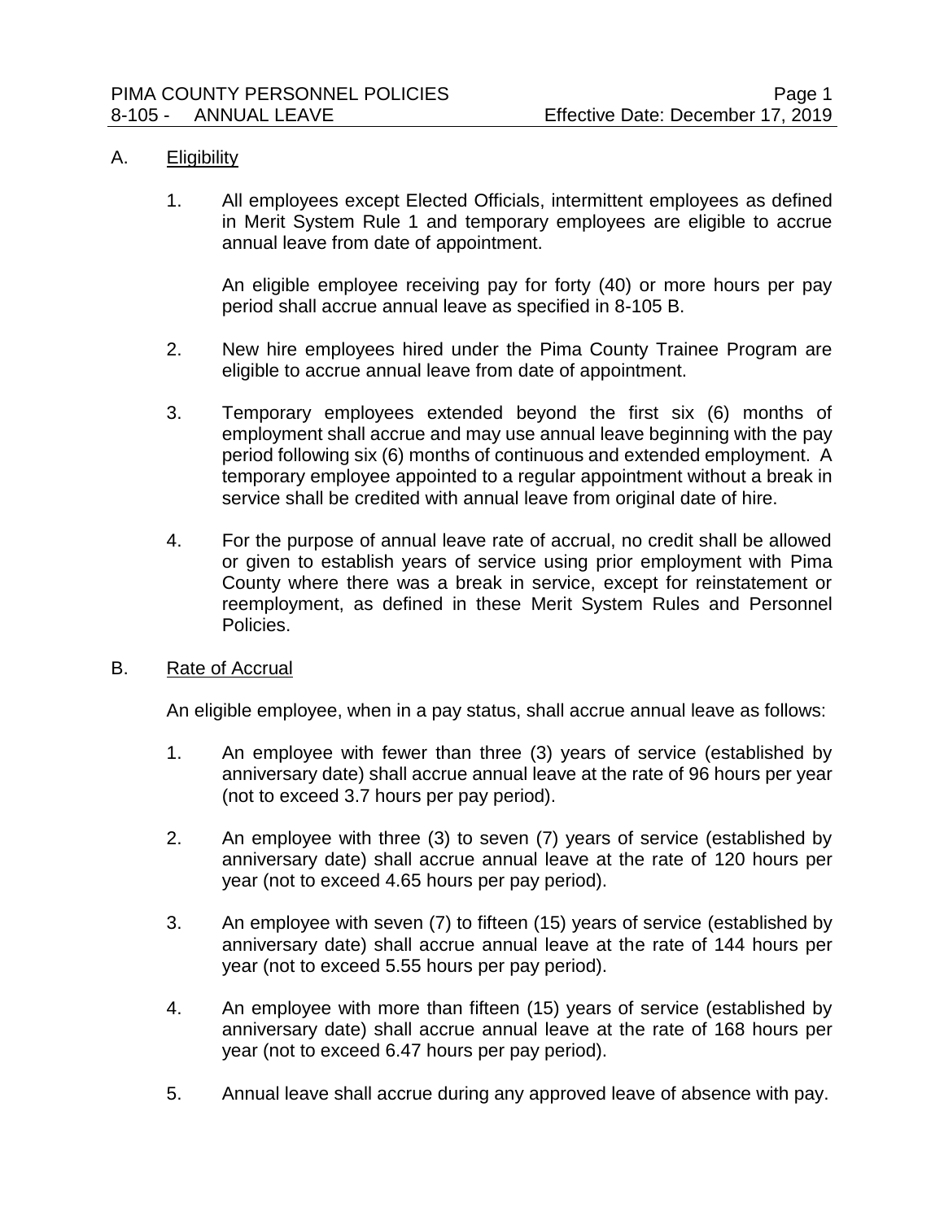# PIMA COUNTY PERSONNEL POLICIES

## 8-105 - ANNUAL LEAVE

Effective Date: December 17, 2019

### A. Eligibility

1. All employees except Elected Officials, intermittent employees as defined in Merit System Rule 1 and temporary employees are eligible to accrue annual leave from date of appointment.

   An eligible employee receiving pay for forty (40) or more hours per pay period shall accrue annual leave as specified in 8-105 B.

2. New hire employees hired under the Pima County Trainee Program are eligible to accrue annual leave from date of appointment.

3. Temporary employees extended beyond the first six (6) months of employment shall accrue and may use annual leave beginning with the pay period following six (6) months of continuous and extended employment. A temporary employee appointed to a regular appointment without a break in service shall be credited with annual leave from original date of hire.

4. For the purpose of annual leave rate of accrual, no credit shall be allowed or given to establish years of service using prior employment with Pima County where there was a break in service, except for reinstatement or reemployment, as defined in these Merit System Rules and Personnel Policies.

### B. Rate of Accrual

An eligible employee, when in a pay status, shall accrue annual leave as follows:

1. An employee with fewer than three (3) years of service (established by anniversary date) shall accrue annual leave at the rate of 96 hours per year (not to exceed 3.7 hours per pay period).

2. An employee with three (3) to seven (7) years of service (established by anniversary date) shall accrue annual leave at the rate of 120 hours per year (not to exceed 4.65 hours per pay period).

3. An employee with seven (7) to fifteen (15) years of service (established by anniversary date) shall accrue annual leave at the rate of 144 hours per year (not to exceed 5.55 hours per pay period).

4. An employee with more than fifteen (15) years of service (established by anniversary date) shall accrue annual leave at the rate of 168 hours per year (not to exceed 6.47 hours per pay period).

5. Annual leave shall accrue during any approved leave of absence with pay.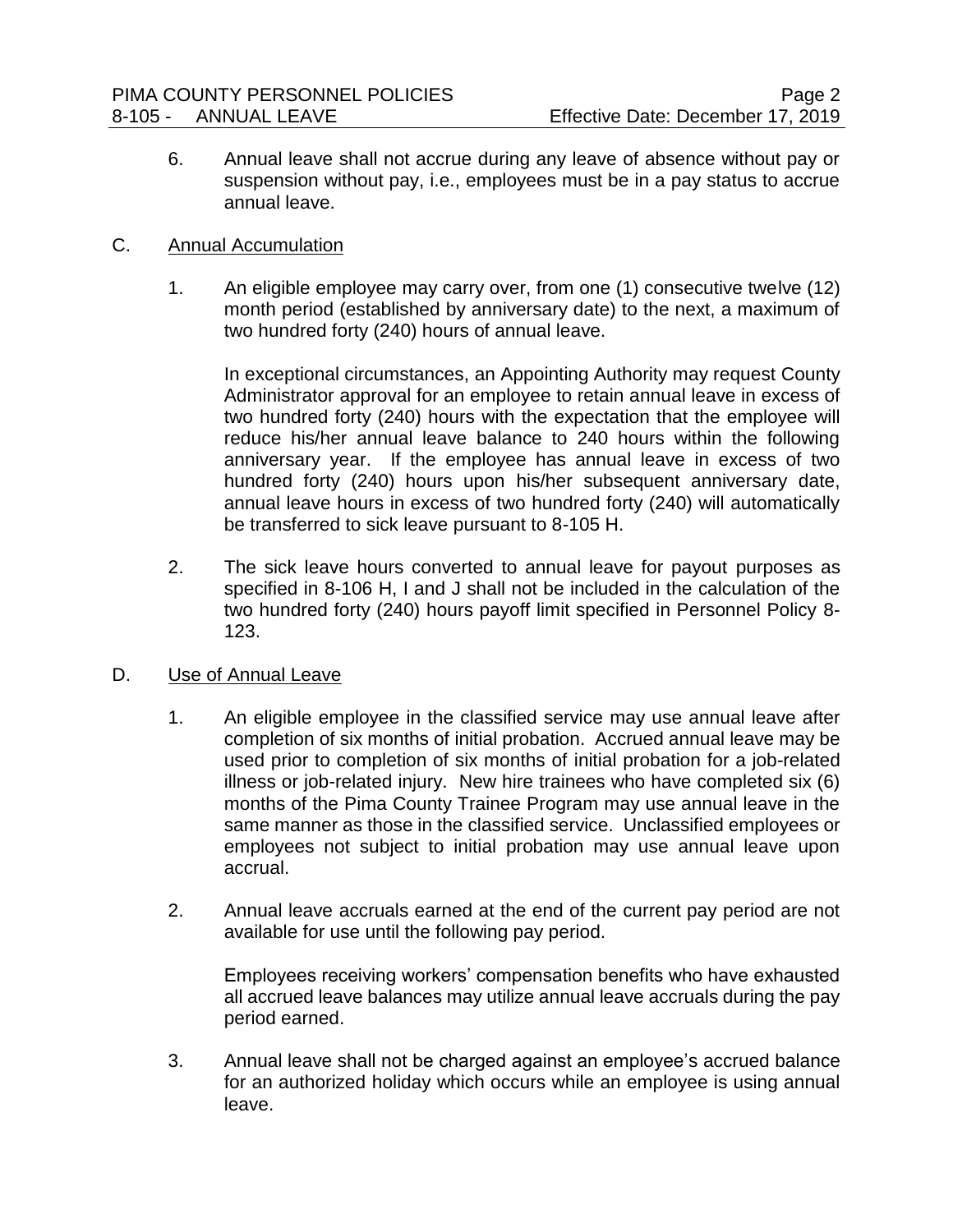6. Annual leave shall not accrue during any leave of absence without pay or suspension without pay, i.e., employees must be in a pay status to accrue annual leave.

C. Annual Accumulation

1. An eligible employee may carry over, from one (1) consecutive twelve (12) month period (established by anniversary date) to the next, a maximum of two hundred forty (240) hours of annual leave.

   In exceptional circumstances, an Appointing Authority may request County Administrator approval for an employee to retain annual leave in excess of two hundred forty (240) hours with the expectation that the employee will reduce his/her annual leave balance to 240 hours within the following anniversary year. If the employee has annual leave in excess of two hundred forty (240) hours upon his/her subsequent anniversary date, annual leave hours in excess of two hundred forty (240) will automatically be transferred to sick leave pursuant to 8-105 H.

2. The sick leave hours converted to annual leave for payout purposes as specified in 8-106 H, I and J shall not be included in the calculation of the two hundred forty (240) hours payoff limit specified in Personnel Policy 8-123.

D. Use of Annual Leave

1. An eligible employee in the classified service may use annual leave after completion of six months of initial probation. Accrued annual leave may be used prior to completion of six months of initial probation for a job-related illness or job-related injury. New hire trainees who have completed six (6) months of the Pima County Trainee Program may use annual leave in the same manner as those in the classified service. Unclassified employees or employees not subject to initial probation may use annual leave upon accrual.

2. Annual leave accruals earned at the end of the current pay period are not available for use until the following pay period.

   Employees receiving workers' compensation benefits who have exhausted all accrued leave balances may utilize annual leave accruals during the pay period earned.

3. Annual leave shall not be charged against an employee's accrued balance for an authorized holiday which occurs while an employee is using annual leave.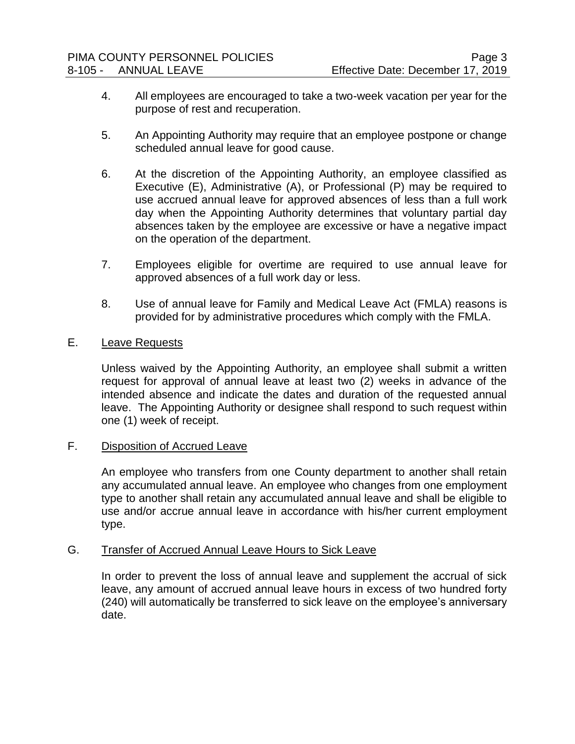4. All employees are encouraged to take a two-week vacation per year for the purpose of rest and recuperation.

5. An Appointing Authority may require that an employee postpone or change scheduled annual leave for good cause.

6. At the discretion of the Appointing Authority, an employee classified as Executive (E), Administrative (A), or Professional (P) may be required to use accrued annual leave for approved absences of less than a full work day when the Appointing Authority determines that voluntary partial day absences taken by the employee are excessive or have a negative impact on the operation of the department.

7. Employees eligible for overtime are required to use annual leave for approved absences of a full work day or less.

8. Use of annual leave for Family and Medical Leave Act (FMLA) reasons is provided for by administrative procedures which comply with the FMLA.

## E. Leave Requests

Unless waived by the Appointing Authority, an employee shall submit a written request for approval of annual leave at least two (2) weeks in advance of the intended absence and indicate the dates and duration of the requested annual leave. The Appointing Authority or designee shall respond to such request within one (1) week of receipt.

## F. Disposition of Accrued Leave

An employee who transfers from one County department to another shall retain any accumulated annual leave. An employee who changes from one employment type to another shall retain any accumulated annual leave and shall be eligible to use and/or accrue annual leave in accordance with his/her current employment type.

## G. Transfer of Accrued Annual Leave Hours to Sick Leave

In order to prevent the loss of annual leave and supplement the accrual of sick leave, any amount of accrued annual leave hours in excess of two hundred forty (240) will automatically be transferred to sick leave on the employee's anniversary date.